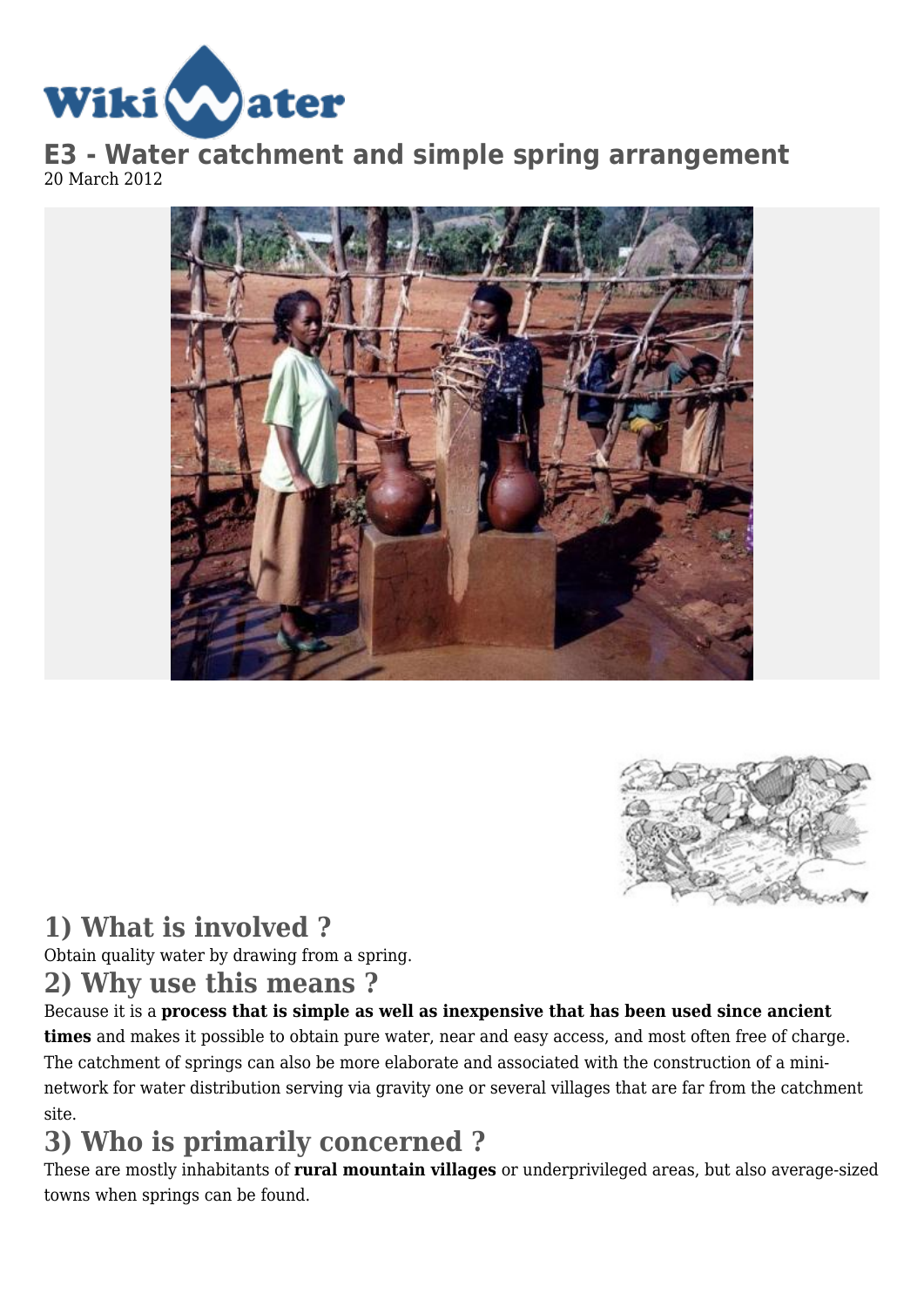# E3 - Water catchment and simple spring arrangement

20 March 2012

## 1) What is involved ?

Obtain quality water by drawing from a spring.

## 2) Why use this means ?

Because it is a **process that is simple as well as inexpensive that has been used since ancient times** and makes it possible to obtain pure water, near and easy access, and most often free of charge. The catchment of springs can also be more elaborate and associated with the construction of a mini-network for water distribution serving via gravity one or several villages that are far from the catchment site.

## 3) Who is primarily concerned ?

These are mostly inhabitants of **rural mountain villages** or underprivileged areas, but also average-sized towns when springs can be found.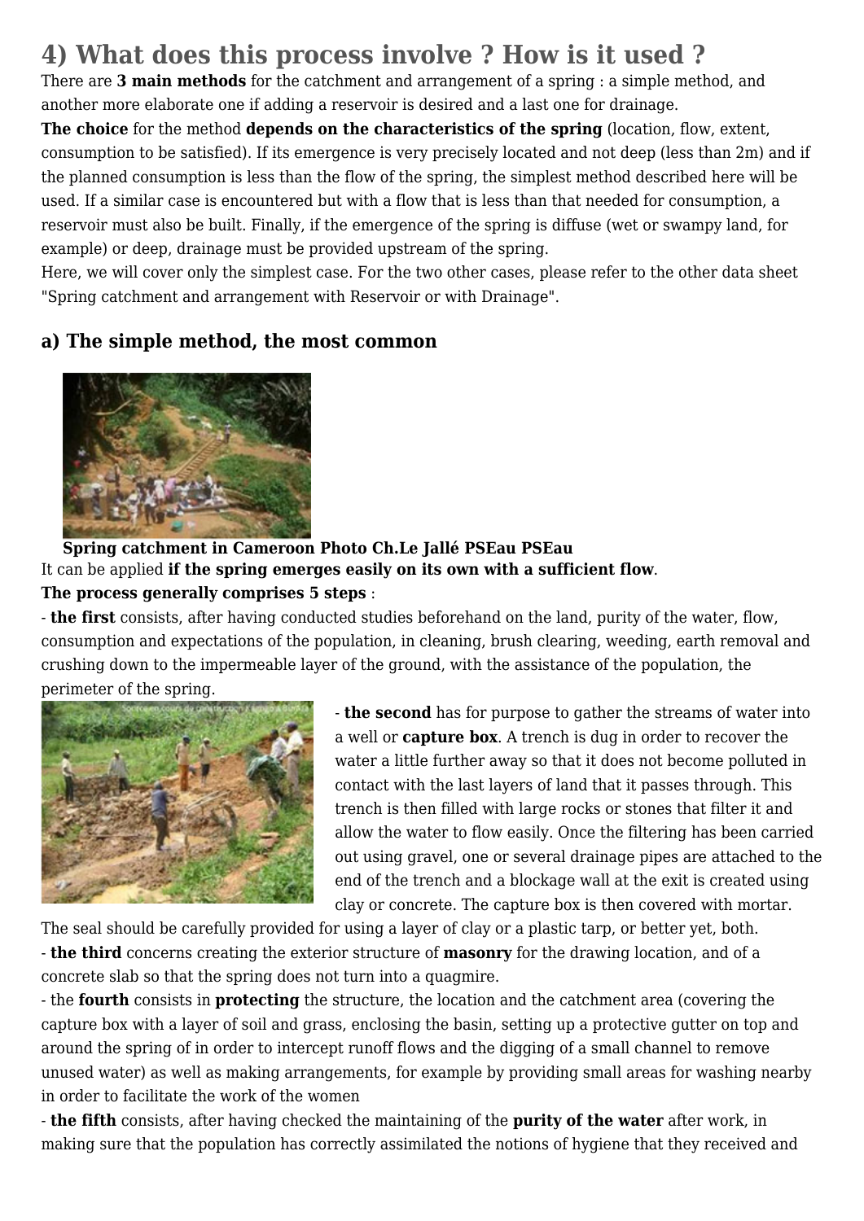# 4) What does this process involve ? How is it used ?

There are **3 main methods** for the catchment and arrangement of a spring : a simple method, and another more elaborate one if adding a reservoir is desired and a last one for drainage.

**The choice** for the method **depends on the characteristics of the spring** (location, flow, extent, consumption to be satisfied). If its emergence is very precisely located and not deep (less than 2m) and if the planned consumption is less than the flow of the spring, the simplest method described here will be used. If a similar case is encountered but with a flow that is less than that needed for consumption, a reservoir must also be built. Finally, if the emergence of the spring is diffuse (wet or swampy land, for example) or deep, drainage must be provided upstream of the spring.

Here, we will cover only the simplest case. For the two other cases, please refer to the other data sheet "Spring catchment and arrangement with Reservoir or with Drainage".

## a) The simple method, the most common

**Spring catchment in Cameroon Photo Ch.Le Jallé PSEau PSEau**

It can be applied **if the spring emerges easily on its own with a sufficient flow**.

**The process generally comprises 5 steps** :

- **the first** consists, after having conducted studies beforehand on the land, purity of the water, flow, consumption and expectations of the population, in cleaning, brush clearing, weeding, earth removal and crushing down to the impermeable layer of the ground, with the assistance of the population, the perimeter of the spring.

- **the second** has for purpose to gather the streams of water into a well or **capture box**. A trench is dug in order to recover the water a little further away so that it does not become polluted in contact with the last layers of land that it passes through. This trench is then filled with large rocks or stones that filter it and allow the water to flow easily. Once the filtering has been carried out using gravel, one or several drainage pipes are attached to the end of the trench and a blockage wall at the exit is created using clay or concrete. The capture box is then covered with mortar. The seal should be carefully provided for using a layer of clay or a plastic tarp, or better yet, both.

- **the third** concerns creating the exterior structure of **masonry** for the drawing location, and of a concrete slab so that the spring does not turn into a quagmire.

- the **fourth** consists in **protecting** the structure, the location and the catchment area (covering the capture box with a layer of soil and grass, enclosing the basin, setting up a protective gutter on top and around the spring of in order to intercept runoff flows and the digging of a small channel to remove unused water) as well as making arrangements, for example by providing small areas for washing nearby in order to facilitate the work of the women

- **the fifth** consists, after having checked the maintaining of the **purity of the water** after work, in making sure that the population has correctly assimilated the notions of hygiene that they received and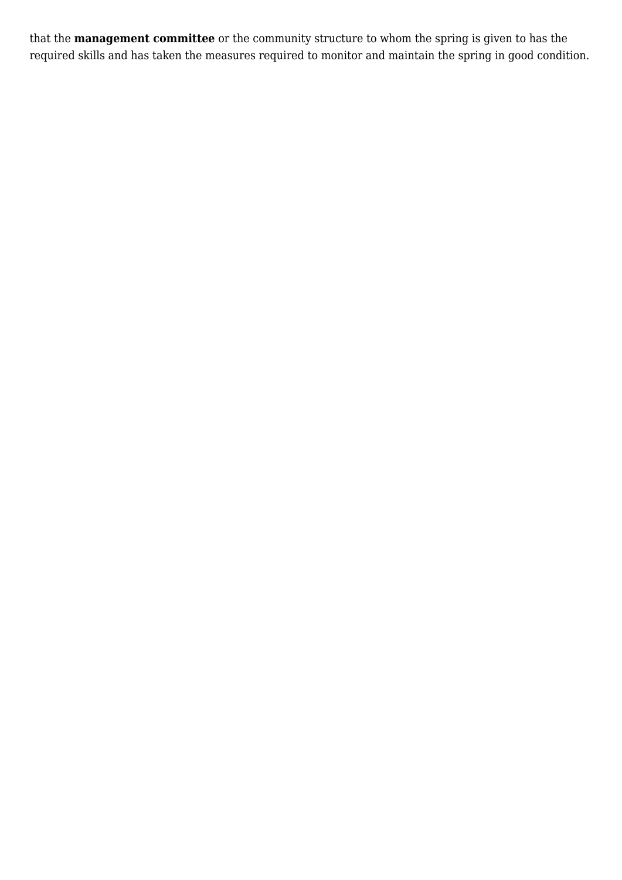that the **management committee** or the community structure to whom the spring is given to has the required skills and has taken the measures required to monitor and maintain the spring in good condition.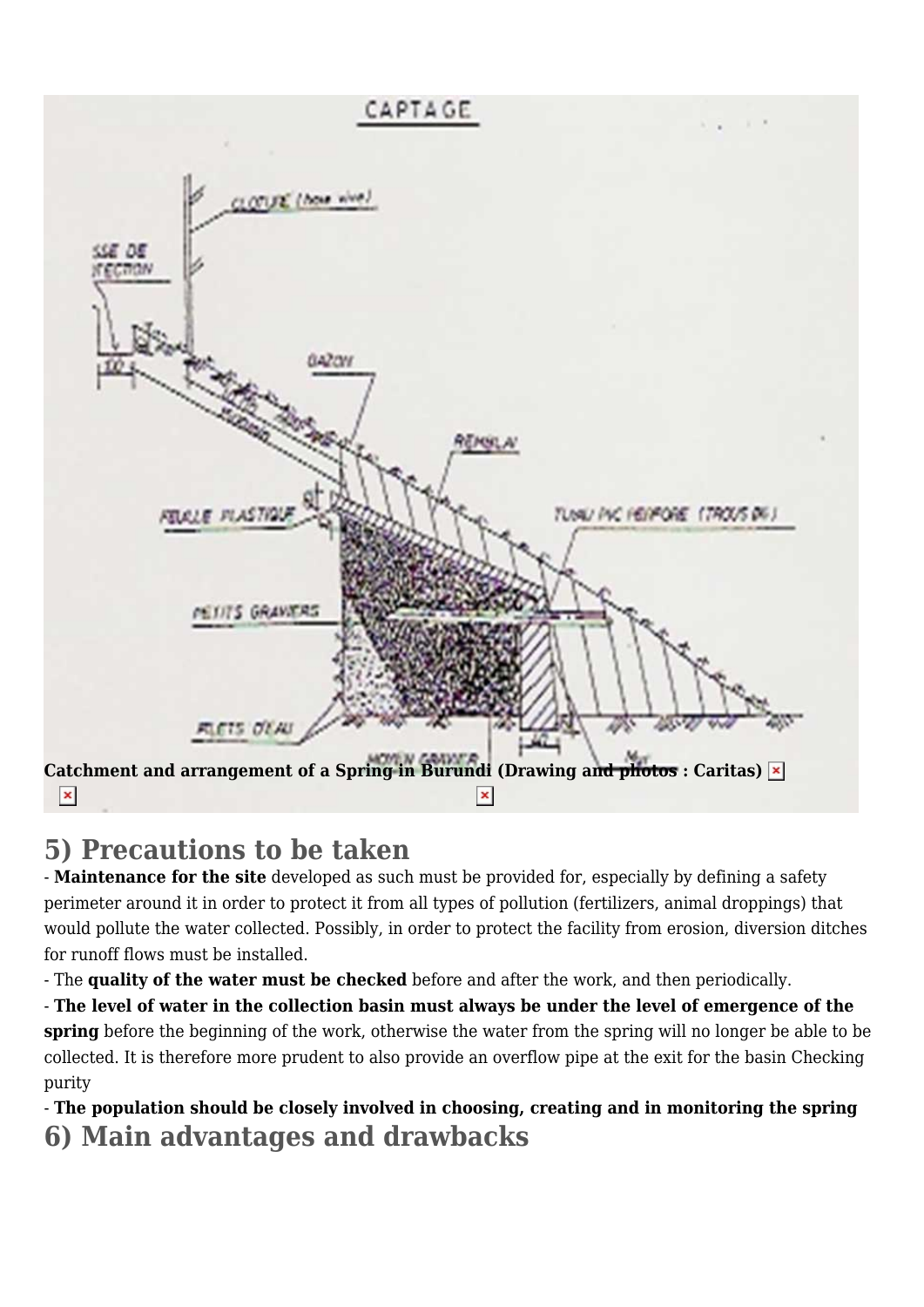Catchment and arrangement of a Spring in Burundi (Drawing and photos : Caritas)

## 5) Precautions to be taken

- **Maintenance for the site** developed as such must be provided for, especially by defining a safety perimeter around it in order to protect it from all types of pollution (fertilizers, animal droppings) that would pollute the water collected. Possibly, in order to protect the facility from erosion, diversion ditches for runoff flows must be installed.

- The **quality of the water must be checked** before and after the work, and then periodically.

- **The level of water in the collection basin must always be under the level of emergence of the spring** before the beginning of the work, otherwise the water from the spring will no longer be able to be collected. It is therefore more prudent to also provide an overflow pipe at the exit for the basin Checking purity

- **The population should be closely involved in choosing, creating and in monitoring the spring**

## 6) Main advantages and drawbacks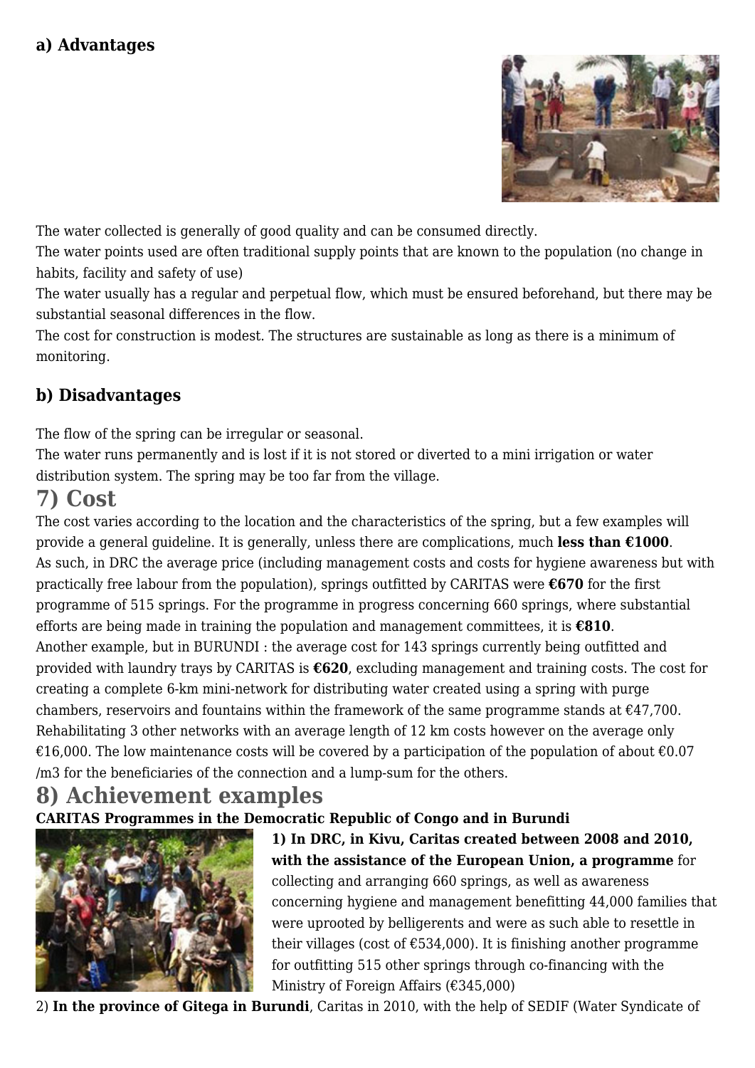### a) Advantages

The water collected is generally of good quality and can be consumed directly.
The water points used are often traditional supply points that are known to the population (no change in habits, facility and safety of use)
The water usually has a regular and perpetual flow, which must be ensured beforehand, but there may be substantial seasonal differences in the flow.
The cost for construction is modest. The structures are sustainable as long as there is a minimum of monitoring.

### b) Disadvantages

The flow of the spring can be irregular or seasonal.
The water runs permanently and is lost if it is not stored or diverted to a mini irrigation or water distribution system. The spring may be too far from the village.

## 7) Cost

The cost varies according to the location and the characteristics of the spring, but a few examples will provide a general guideline. It is generally, unless there are complications, much **less than €1000**.
As such, in DRC the average price (including management costs and costs for hygiene awareness but with practically free labour from the population), springs outfitted by CARITAS were **€670** for the first programme of 515 springs. For the programme in progress concerning 660 springs, where substantial efforts are being made in training the population and management committees, it is **€810**.
Another example, but in BURUNDI : the average cost for 143 springs currently being outfitted and provided with laundry trays by CARITAS is **€620**, excluding management and training costs. The cost for creating a complete 6-km mini-network for distributing water created using a spring with purge chambers, reservoirs and fountains within the framework of the same programme stands at €47,700. Rehabilitating 3 other networks with an average length of 12 km costs however on the average only €16,000. The low maintenance costs will be covered by a participation of the population of about €0.07 /m3 for the beneficiaries of the connection and a lump-sum for the others.

## 8) Achievement examples

**CARITAS Programmes in the Democratic Republic of Congo and in Burundi**

**1) In DRC, in Kivu, Caritas created between 2008 and 2010, with the assistance of the European Union, a programme** for collecting and arranging 660 springs, as well as awareness concerning hygiene and management benefitting 44,000 families that were uprooted by belligerents and were as such able to resettle in their villages (cost of €534,000). It is finishing another programme for outfitting 515 other springs through co-financing with the Ministry of Foreign Affairs (€345,000)

2) **In the province of Gitega in Burundi**, Caritas in 2010, with the help of SEDIF (Water Syndicate of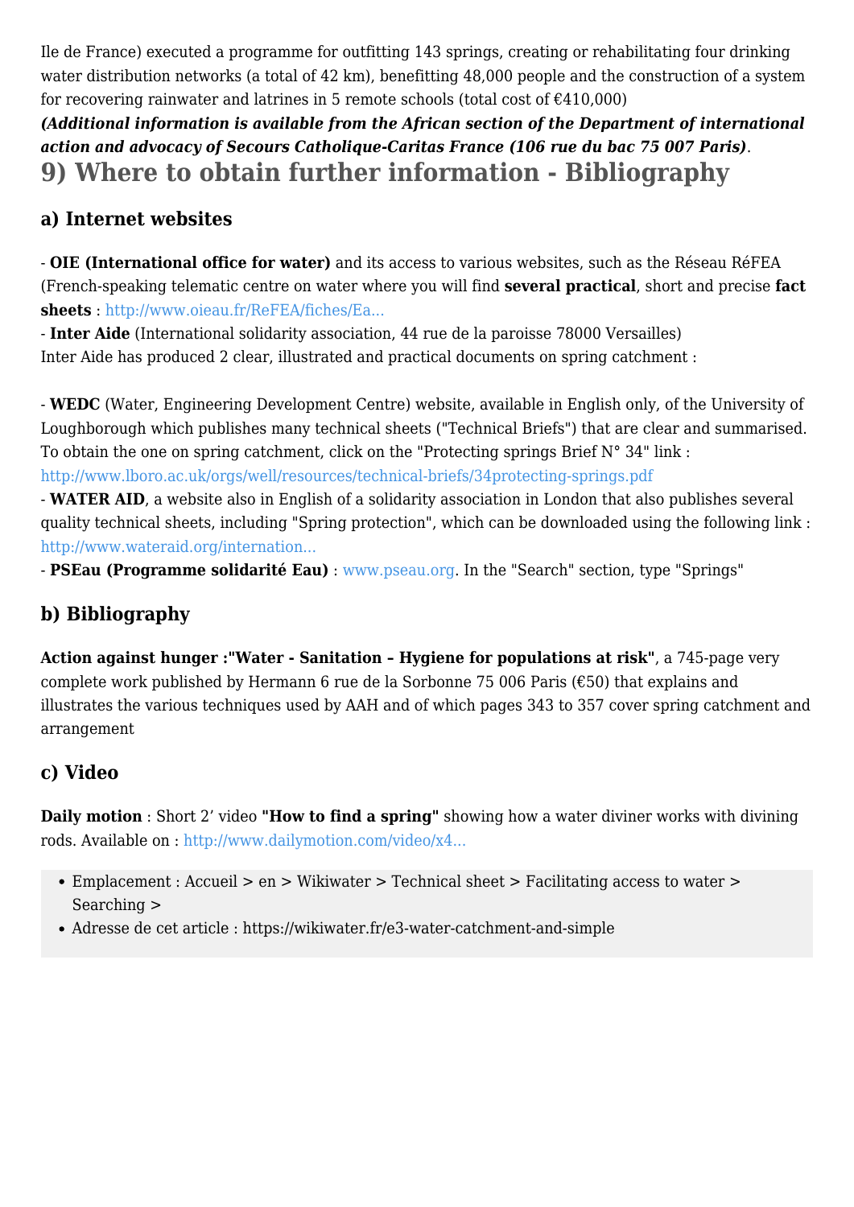Ile de France) executed a programme for outfitting 143 springs, creating or rehabilitating four drinking water distribution networks (a total of 42 km), benefitting 48,000 people and the construction of a system for recovering rainwater and latrines in 5 remote schools (total cost of €410,000)

***(Additional information is available from the African section of the Department of international action and advocacy of Secours Catholique-Caritas France (106 rue du bac 75 007 Paris)***.

## 9) Where to obtain further information - Bibliography

### a) Internet websites

- **OIE (International office for water)** and its access to various websites, such as the Réseau RéFEA (French-speaking telematic centre on water where you will find **several practical**, short and precise **fact sheets** : http://www.oieau.fr/ReFEA/fiches/Ea...

- **Inter Aide** (International solidarity association, 44 rue de la paroisse 78000 Versailles)
Inter Aide has produced 2 clear, illustrated and practical documents on spring catchment :

- **WEDC** (Water, Engineering Development Centre) website, available in English only, of the University of Loughborough which publishes many technical sheets ("Technical Briefs") that are clear and summarised. To obtain the one on spring catchment, click on the "Protecting springs Brief N° 34" link :
http://www.lboro.ac.uk/orgs/well/resources/technical-briefs/34protecting-springs.pdf

- **WATER AID**, a website also in English of a solidarity association in London that also publishes several quality technical sheets, including "Spring protection", which can be downloaded using the following link : http://www.wateraid.org/internation...

- **PSEau (Programme solidarité Eau)** : www.pseau.org. In the "Search" section, type "Springs"

### b) Bibliography

**Action against hunger :"Water - Sanitation – Hygiene for populations at risk"**, a 745-page very complete work published by Hermann 6 rue de la Sorbonne 75 006 Paris (€50) that explains and illustrates the various techniques used by AAH and of which pages 343 to 357 cover spring catchment and arrangement

### c) Video

**Daily motion** : Short 2' video **"How to find a spring"** showing how a water diviner works with divining rods. Available on : http://www.dailymotion.com/video/x4...

- Emplacement : Accueil > en > Wikiwater > Technical sheet > Facilitating access to water > Searching >
- Adresse de cet article : https://wikiwater.fr/e3-water-catchment-and-simple